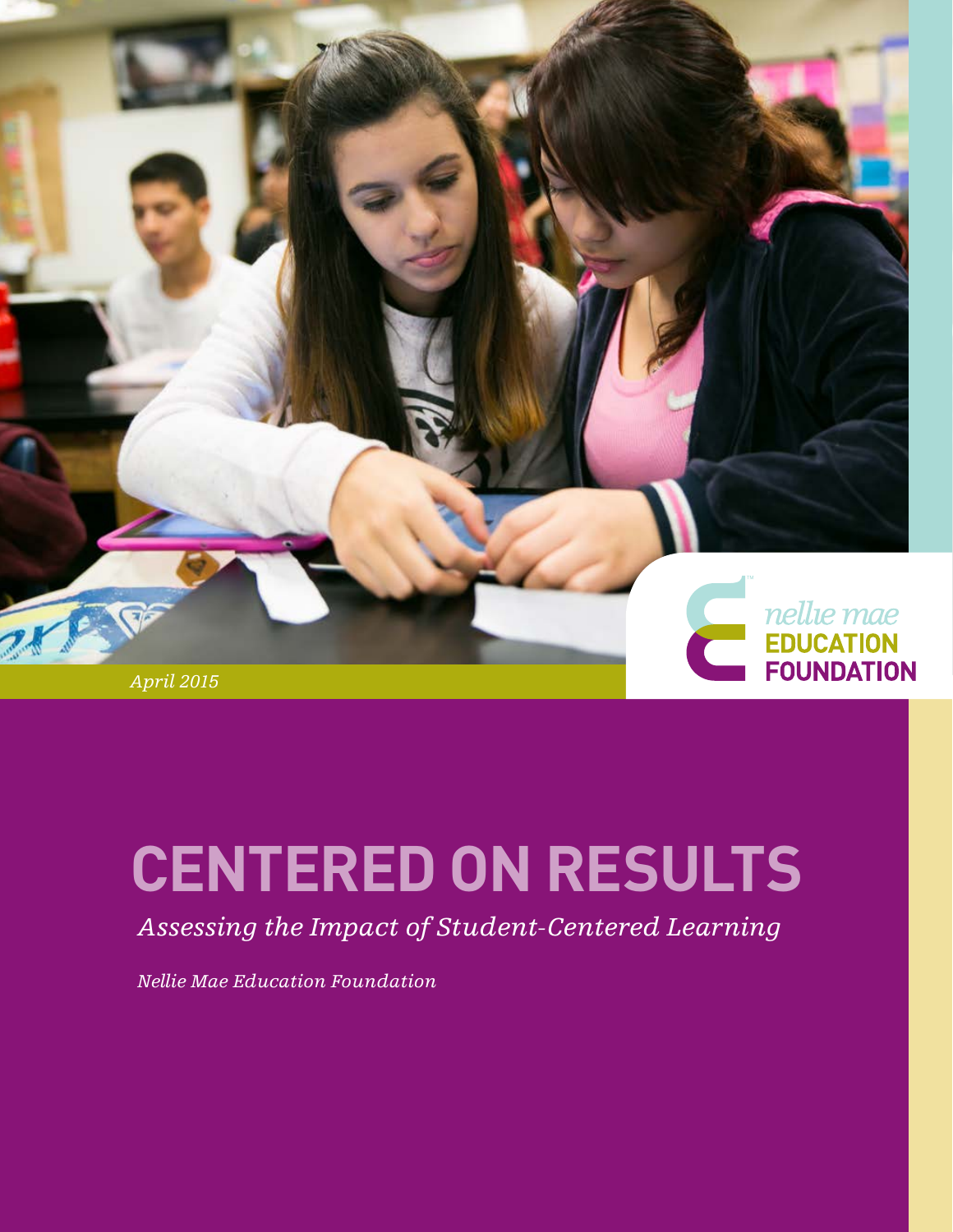nellie mae
EDUCATION
FOUNDATION

*April 2015*

# CENTERED ON RESULTS

*Assessing the Impact of Student-Centered Learning*

*Nellie Mae Education Foundation*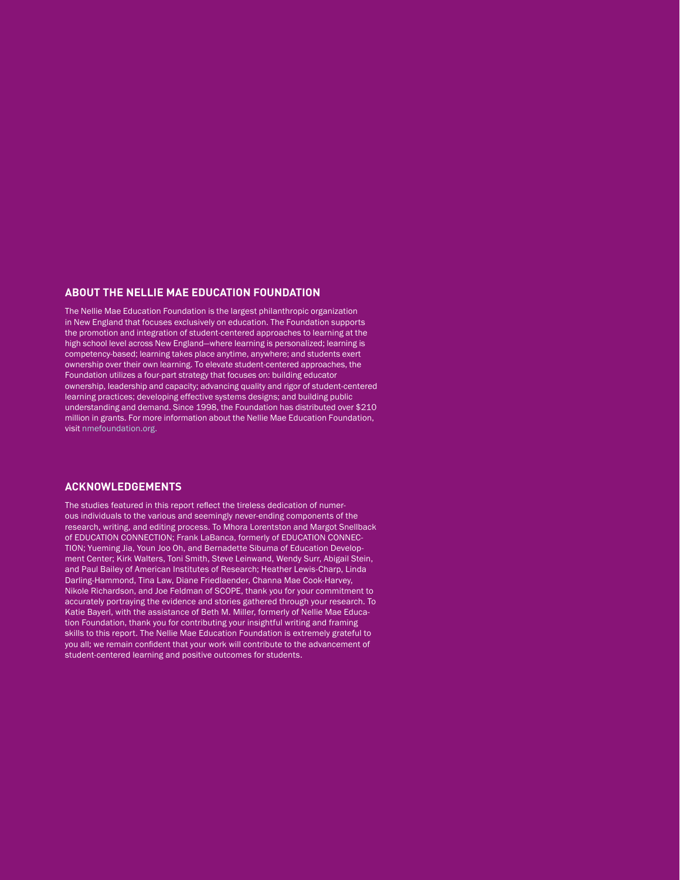## ABOUT THE NELLIE MAE EDUCATION FOUNDATION

The Nellie Mae Education Foundation is the largest philanthropic organization in New England that focuses exclusively on education. The Foundation supports the promotion and integration of student-centered approaches to learning at the high school level across New England—where learning is personalized; learning is competency-based; learning takes place anytime, anywhere; and students exert ownership over their own learning. To elevate student-centered approaches, the Foundation utilizes a four-part strategy that focuses on: building educator ownership, leadership and capacity; advancing quality and rigor of student-centered learning practices; developing effective systems designs; and building public understanding and demand. Since 1998, the Foundation has distributed over $210 million in grants. For more information about the Nellie Mae Education Foundation, visit nmefoundation.org.

## ACKNOWLEDGEMENTS

The studies featured in this report reflect the tireless dedication of numerous individuals to the various and seemingly never-ending components of the research, writing, and editing process. To Mhora Lorentston and Margot Snellback of EDUCATION CONNECTION; Frank LaBanca, formerly of EDUCATION CONNECTION; Yueming Jia, Youn Joo Oh, and Bernadette Sibuma of Education Development Center; Kirk Walters, Toni Smith, Steve Leinwand, Wendy Surr, Abigail Stein, and Paul Bailey of American Institutes of Research; Heather Lewis-Charp, Linda Darling-Hammond, Tina Law, Diane Friedlaender, Channa Mae Cook-Harvey, Nikole Richardson, and Joe Feldman of SCOPE, thank you for your commitment to accurately portraying the evidence and stories gathered through your research. To Katie Bayerl, with the assistance of Beth M. Miller, formerly of Nellie Mae Education Foundation, thank you for contributing your insightful writing and framing skills to this report. The Nellie Mae Education Foundation is extremely grateful to you all; we remain confident that your work will contribute to the advancement of student-centered learning and positive outcomes for students.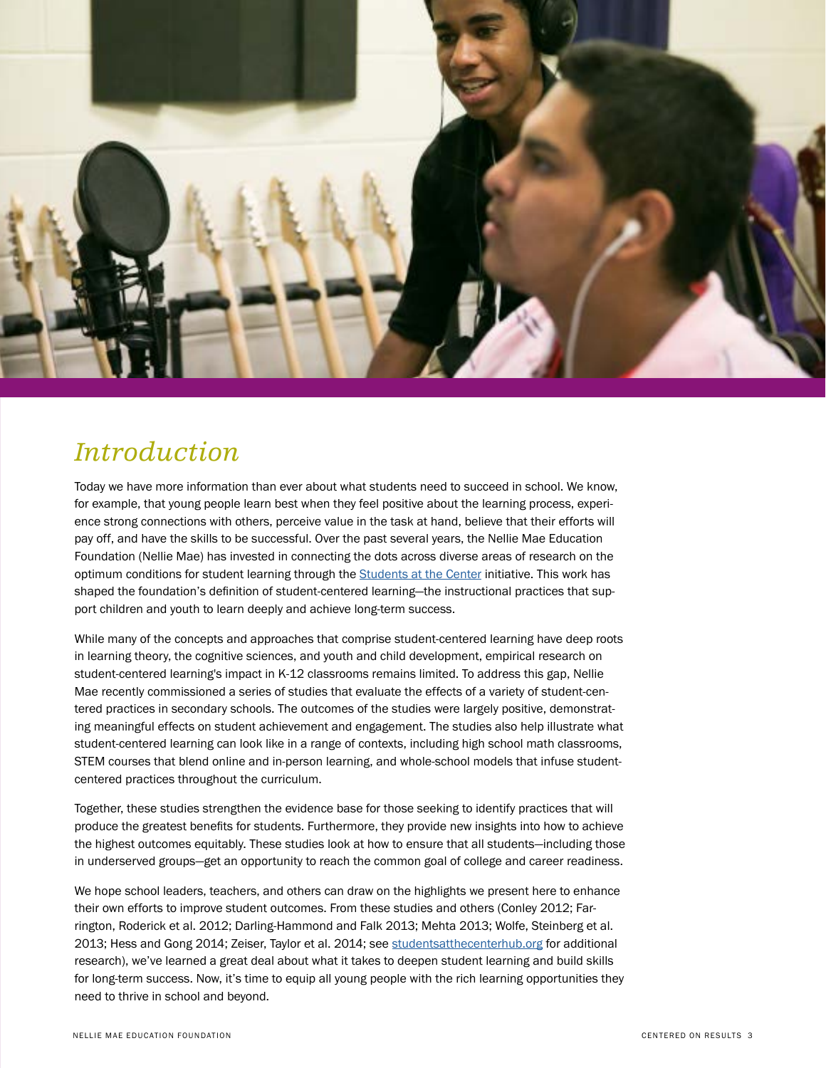# *Introduction*

Today we have more information than ever about what students need to succeed in school. We know, for example, that young people learn best when they feel positive about the learning process, experience strong connections with others, perceive value in the task at hand, believe that their efforts will pay off, and have the skills to be successful. Over the past several years, the Nellie Mae Education Foundation (Nellie Mae) has invested in connecting the dots across diverse areas of research on the optimum conditions for student learning through the [Students at the Center](#) initiative. This work has shaped the foundation's definition of student-centered learning—the instructional practices that support children and youth to learn deeply and achieve long-term success.

While many of the concepts and approaches that comprise student-centered learning have deep roots in learning theory, the cognitive sciences, and youth and child development, empirical research on student-centered learning's impact in K-12 classrooms remains limited. To address this gap, Nellie Mae recently commissioned a series of studies that evaluate the effects of a variety of student-centered practices in secondary schools. The outcomes of the studies were largely positive, demonstrating meaningful effects on student achievement and engagement. The studies also help illustrate what student-centered learning can look like in a range of contexts, including high school math classrooms, STEM courses that blend online and in-person learning, and whole-school models that infuse student-centered practices throughout the curriculum.

Together, these studies strengthen the evidence base for those seeking to identify practices that will produce the greatest benefits for students. Furthermore, they provide new insights into how to achieve the highest outcomes equitably. These studies look at how to ensure that all students—including those in underserved groups—get an opportunity to reach the common goal of college and career readiness.

We hope school leaders, teachers, and others can draw on the highlights we present here to enhance their own efforts to improve student outcomes. From these studies and others (Conley 2012; Farrington, Roderick et al. 2012; Darling-Hammond and Falk 2013; Mehta 2013; Wolfe, Steinberg et al. 2013; Hess and Gong 2014; Zeiser, Taylor et al. 2014; see [studentsatthecenterhub.org](#) for additional research), we've learned a great deal about what it takes to deepen student learning and build skills for long-term success. Now, it's time to equip all young people with the rich learning opportunities they need to thrive in school and beyond.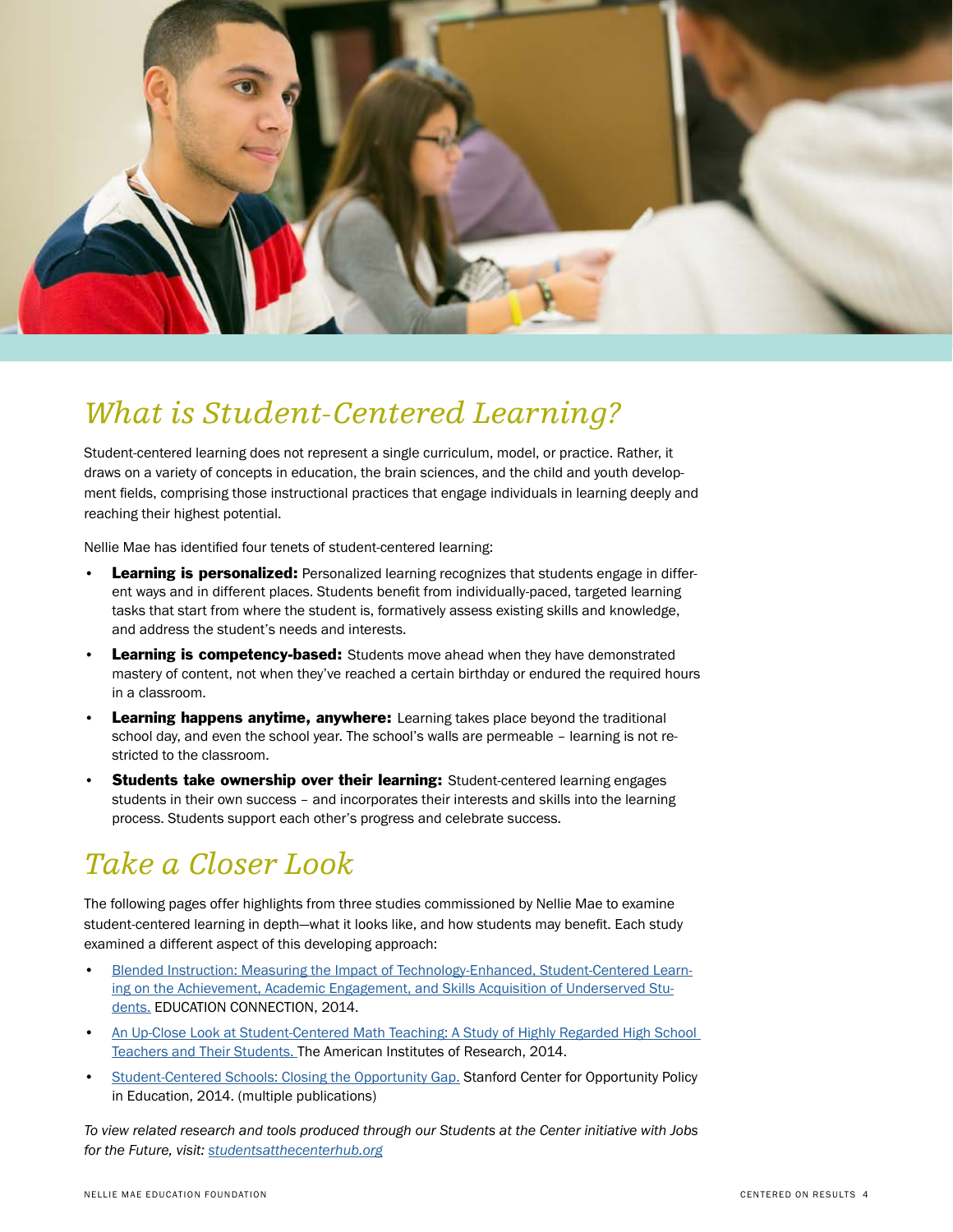## What is Student-Centered Learning?

Student-centered learning does not represent a single curriculum, model, or practice. Rather, it draws on a variety of concepts in education, the brain sciences, and the child and youth development fields, comprising those instructional practices that engage individuals in learning deeply and reaching their highest potential.

Nellie Mae has identified four tenets of student-centered learning:

- **Learning is personalized:** Personalized learning recognizes that students engage in different ways and in different places. Students benefit from individually-paced, targeted learning tasks that start from where the student is, formatively assess existing skills and knowledge, and address the student's needs and interests.
- **Learning is competency-based:** Students move ahead when they have demonstrated mastery of content, not when they've reached a certain birthday or endured the required hours in a classroom.
- **Learning happens anytime, anywhere:** Learning takes place beyond the traditional school day, and even the school year. The school's walls are permeable – learning is not restricted to the classroom.
- **Students take ownership over their learning:** Student-centered learning engages students in their own success – and incorporates their interests and skills into the learning process. Students support each other's progress and celebrate success.

## Take a Closer Look

The following pages offer highlights from three studies commissioned by Nellie Mae to examine student-centered learning in depth—what it looks like, and how students may benefit. Each study examined a different aspect of this developing approach:

- Blended Instruction: Measuring the Impact of Technology-Enhanced, Student-Centered Learning on the Achievement, Academic Engagement, and Skills Acquisition of Underserved Students. EDUCATION CONNECTION, 2014.
- An Up-Close Look at Student-Centered Math Teaching: A Study of Highly Regarded High School Teachers and Their Students. The American Institutes of Research, 2014.
- Student-Centered Schools: Closing the Opportunity Gap. Stanford Center for Opportunity Policy in Education, 2014. (multiple publications)

*To view related research and tools produced through our Students at the Center initiative with Jobs for the Future, visit: studentsatthecenterhub.org*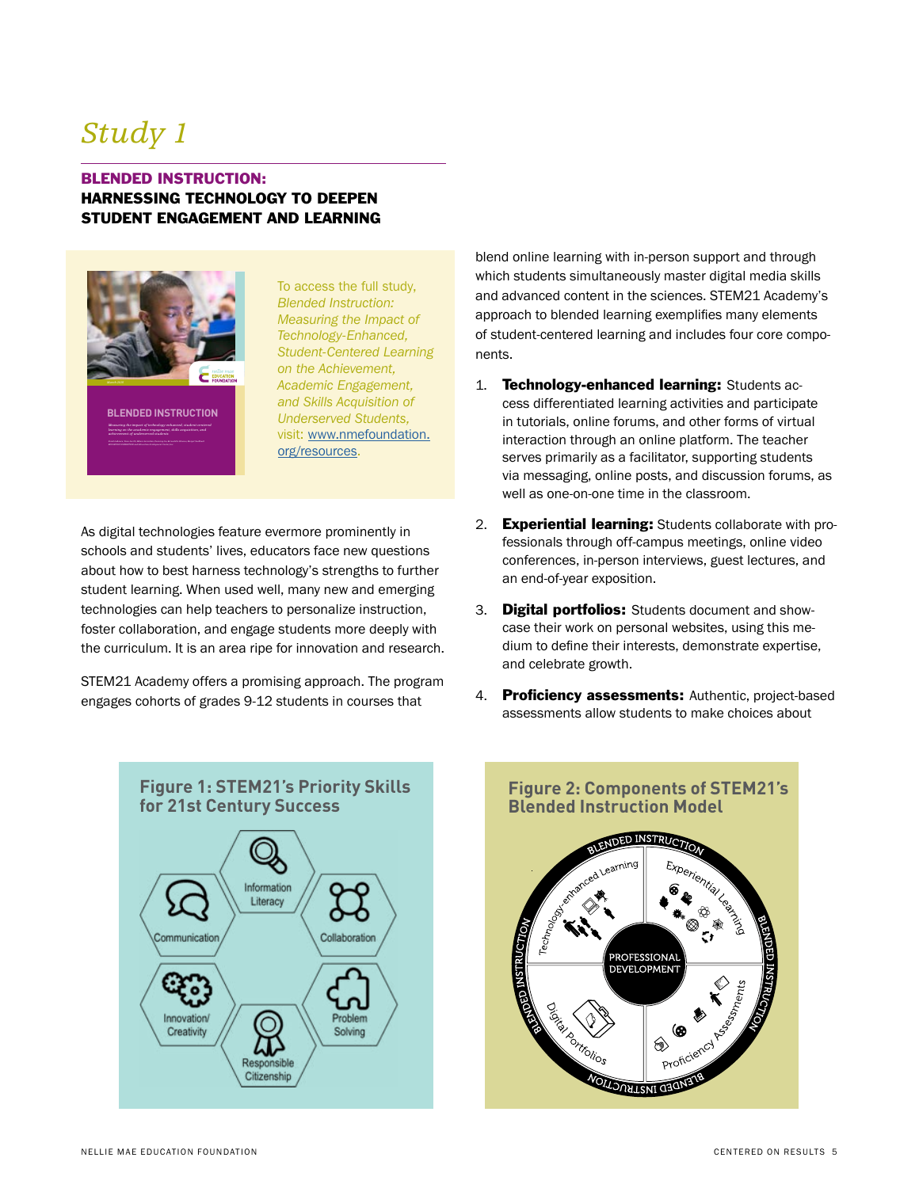# *Study 1*

## BLENDED INSTRUCTION: HARNESSING TECHNOLOGY TO DEEPEN STUDENT ENGAGEMENT AND LEARNING

To access the full study, *Blended Instruction: Measuring the Impact of Technology-Enhanced, Student-Centered Learning on the Achievement, Academic Engagement, and Skills Acquisition of Underserved Students*, visit: www.nmefoundation.org/resources.

As digital technologies feature evermore prominently in schools and students' lives, educators face new questions about how to best harness technology's strengths to further student learning. When used well, many new and emerging technologies can help teachers to personalize instruction, foster collaboration, and engage students more deeply with the curriculum. It is an area ripe for innovation and research.

STEM21 Academy offers a promising approach. The program engages cohorts of grades 9-12 students in courses that blend online learning with in-person support and through which students simultaneously master digital media skills and advanced content in the sciences. STEM21 Academy's approach to blended learning exemplifies many elements of student-centered learning and includes four core components.

1. **Technology-enhanced learning:** Students access differentiated learning activities and participate in tutorials, online forums, and other forms of virtual interaction through an online platform. The teacher serves primarily as a facilitator, supporting students via messaging, online posts, and discussion forums, as well as one-on-one time in the classroom.
2. **Experiential learning:** Students collaborate with professionals through off-campus meetings, online video conferences, in-person interviews, guest lectures, and an end-of-year exposition.
3. **Digital portfolios:** Students document and showcase their work on personal websites, using this medium to define their interests, demonstrate expertise, and celebrate growth.
4. **Proficiency assessments:** Authentic, project-based assessments allow students to make choices about

**Figure 1: STEM21's Priority Skills for 21st Century Success**

Information Literacy, Communication, Collaboration, Innovation/ Creativity, Problem Solving, Responsible Citizenship

**Figure 2: Components of STEM21's Blended Instruction Model**

Blended Instruction: Technology-enhanced Learning, Experiential Learning, Digital Portfolios, Proficiency Assessments; center: Professional Development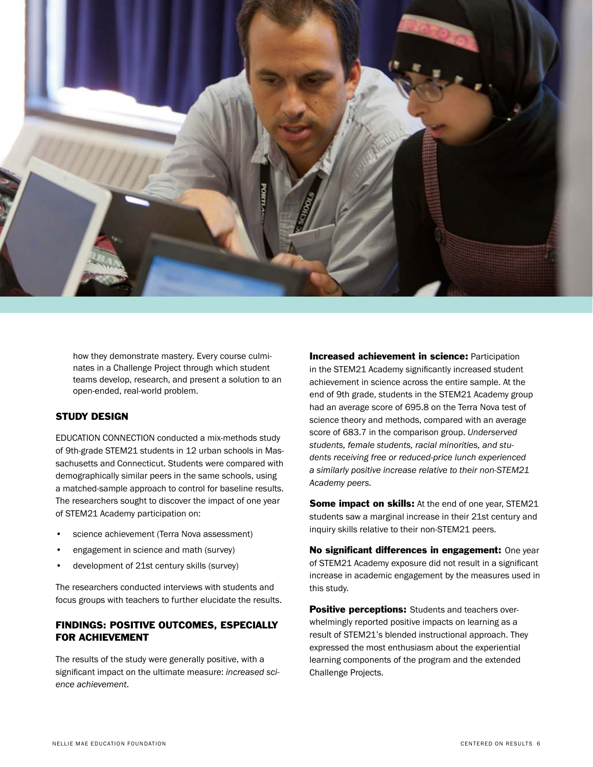how they demonstrate mastery. Every course culminates in a Challenge Project through which student teams develop, research, and present a solution to an open-ended, real-world problem.

### STUDY DESIGN

EDUCATION CONNECTION conducted a mix-methods study of 9th-grade STEM21 students in 12 urban schools in Massachusetts and Connecticut. Students were compared with demographically similar peers in the same schools, using a matched-sample approach to control for baseline results. The researchers sought to discover the impact of one year of STEM21 Academy participation on:

- science achievement (Terra Nova assessment)
- engagement in science and math (survey)
- development of 21st century skills (survey)

The researchers conducted interviews with students and focus groups with teachers to further elucidate the results.

### FINDINGS: POSITIVE OUTCOMES, ESPECIALLY FOR ACHIEVEMENT

The results of the study were generally positive, with a significant impact on the ultimate measure: *increased science achievement*.

**Increased achievement in science:** Participation in the STEM21 Academy significantly increased student achievement in science across the entire sample. At the end of 9th grade, students in the STEM21 Academy group had an average score of 695.8 on the Terra Nova test of science theory and methods, compared with an average score of 683.7 in the comparison group. *Underserved students, female students, racial minorities, and students receiving free or reduced-price lunch experienced a similarly positive increase relative to their non-STEM21 Academy peers.*

**Some impact on skills:** At the end of one year, STEM21 students saw a marginal increase in their 21st century and inquiry skills relative to their non-STEM21 peers.

**No significant differences in engagement:** One year of STEM21 Academy exposure did not result in a significant increase in academic engagement by the measures used in this study.

**Positive perceptions:** Students and teachers overwhelmingly reported positive impacts on learning as a result of STEM21's blended instructional approach. They expressed the most enthusiasm about the experiential learning components of the program and the extended Challenge Projects.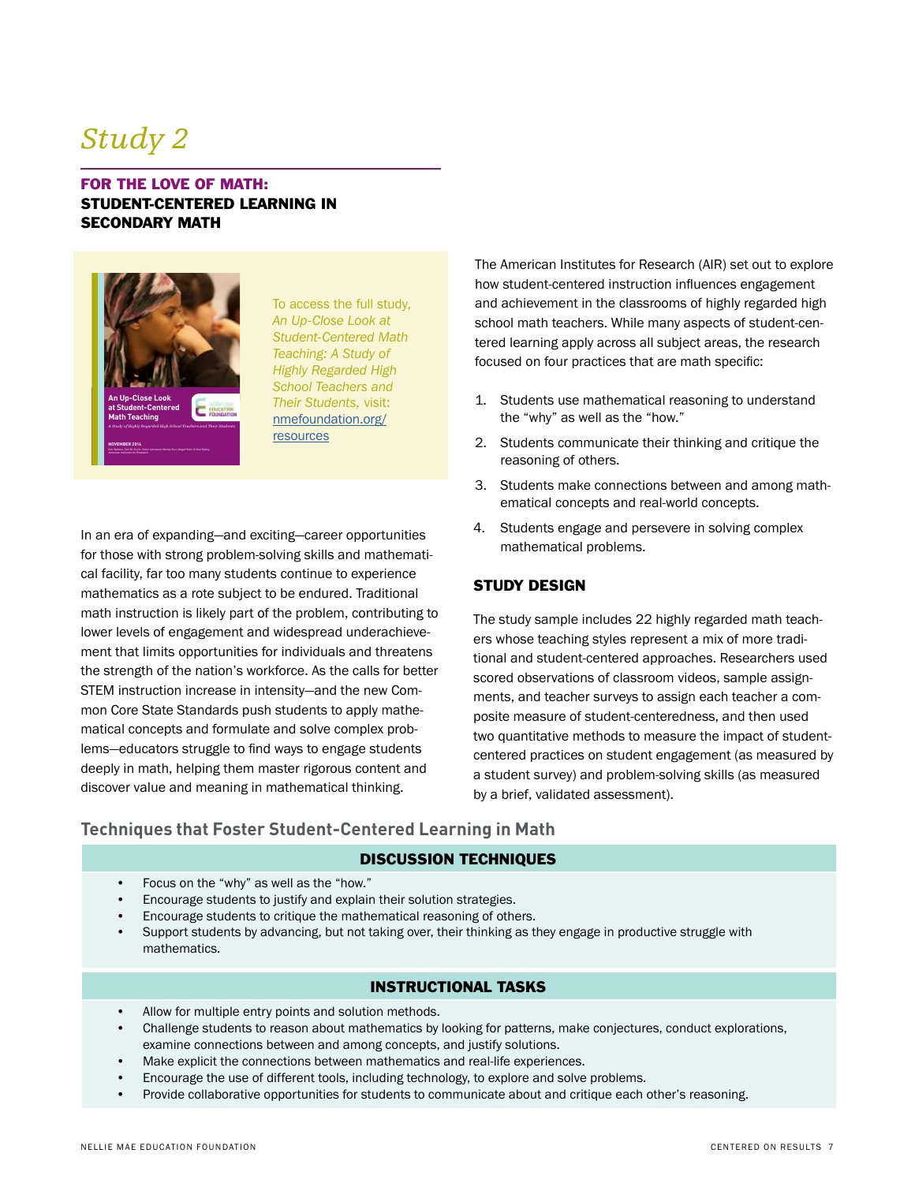# *Study 2*

## FOR THE LOVE OF MATH: STUDENT-CENTERED LEARNING IN SECONDARY MATH

To access the full study, *An Up-Close Look at Student-Centered Math Teaching: A Study of Highly Regarded High School Teachers and Their Students,* visit: nmefoundation.org/resources

In an era of expanding—and exciting—career opportunities for those with strong problem-solving skills and mathematical facility, far too many students continue to experience mathematics as a rote subject to be endured. Traditional math instruction is likely part of the problem, contributing to lower levels of engagement and widespread underachievement that limits opportunities for individuals and threatens the strength of the nation's workforce. As the calls for better STEM instruction increase in intensity—and the new Common Core State Standards push students to apply mathematical concepts and formulate and solve complex problems—educators struggle to find ways to engage students deeply in math, helping them master rigorous content and discover value and meaning in mathematical thinking.

The American Institutes for Research (AIR) set out to explore how student-centered instruction influences engagement and achievement in the classrooms of highly regarded high school math teachers. While many aspects of student-centered learning apply across all subject areas, the research focused on four practices that are math specific:

1. Students use mathematical reasoning to understand the "why" as well as the "how."
2. Students communicate their thinking and critique the reasoning of others.
3. Students make connections between and among mathematical concepts and real-world concepts.
4. Students engage and persevere in solving complex mathematical problems.

### STUDY DESIGN

The study sample includes 22 highly regarded math teachers whose teaching styles represent a mix of more traditional and student-centered approaches. Researchers used scored observations of classroom videos, sample assignments, and teacher surveys to assign each teacher a composite measure of student-centeredness, and then used two quantitative methods to measure the impact of student-centered practices on student engagement (as measured by a student survey) and problem-solving skills (as measured by a brief, validated assessment).

### Techniques that Foster Student-Centered Learning in Math

**DISCUSSION TECHNIQUES**

- Focus on the "why" as well as the "how."
- Encourage students to justify and explain their solution strategies.
- Encourage students to critique the mathematical reasoning of others.
- Support students by advancing, but not taking over, their thinking as they engage in productive struggle with mathematics.

**INSTRUCTIONAL TASKS**

- Allow for multiple entry points and solution methods.
- Challenge students to reason about mathematics by looking for patterns, make conjectures, conduct explorations, examine connections between and among concepts, and justify solutions.
- Make explicit the connections between mathematics and real-life experiences.
- Encourage the use of different tools, including technology, to explore and solve problems.
- Provide collaborative opportunities for students to communicate about and critique each other's reasoning.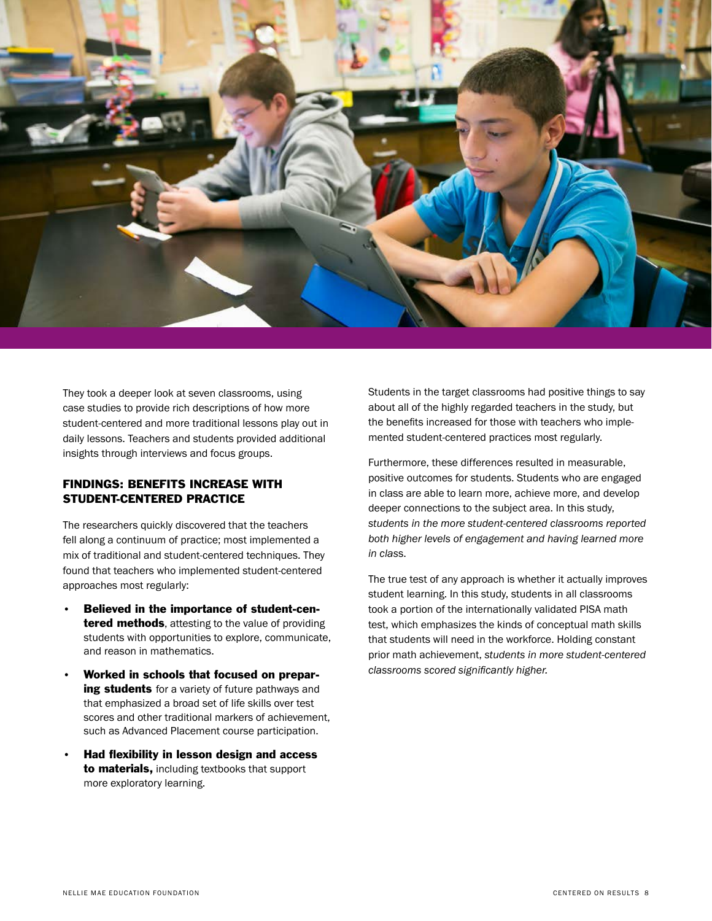They took a deeper look at seven classrooms, using case studies to provide rich descriptions of how more student-centered and more traditional lessons play out in daily lessons. Teachers and students provided additional insights through interviews and focus groups.

## FINDINGS: BENEFITS INCREASE WITH STUDENT-CENTERED PRACTICE

The researchers quickly discovered that the teachers fell along a continuum of practice; most implemented a mix of traditional and student-centered techniques. They found that teachers who implemented student-centered approaches most regularly:

- **Believed in the importance of student-centered methods**, attesting to the value of providing students with opportunities to explore, communicate, and reason in mathematics.
- **Worked in schools that focused on preparing students** for a variety of future pathways and that emphasized a broad set of life skills over test scores and other traditional markers of achievement, such as Advanced Placement course participation.
- **Had flexibility in lesson design and access to materials,** including textbooks that support more exploratory learning.

Students in the target classrooms had positive things to say about all of the highly regarded teachers in the study, but the benefits increased for those with teachers who implemented student-centered practices most regularly.

Furthermore, these differences resulted in measurable, positive outcomes for students. Students who are engaged in class are able to learn more, achieve more, and develop deeper connections to the subject area. In this study, *students in the more student-centered classrooms reported both higher levels of engagement and having learned more in class.*

The true test of any approach is whether it actually improves student learning. In this study, students in all classrooms took a portion of the internationally validated PISA math test, which emphasizes the kinds of conceptual math skills that students will need in the workforce. Holding constant prior math achievement, *students in more student-centered classrooms scored significantly higher.*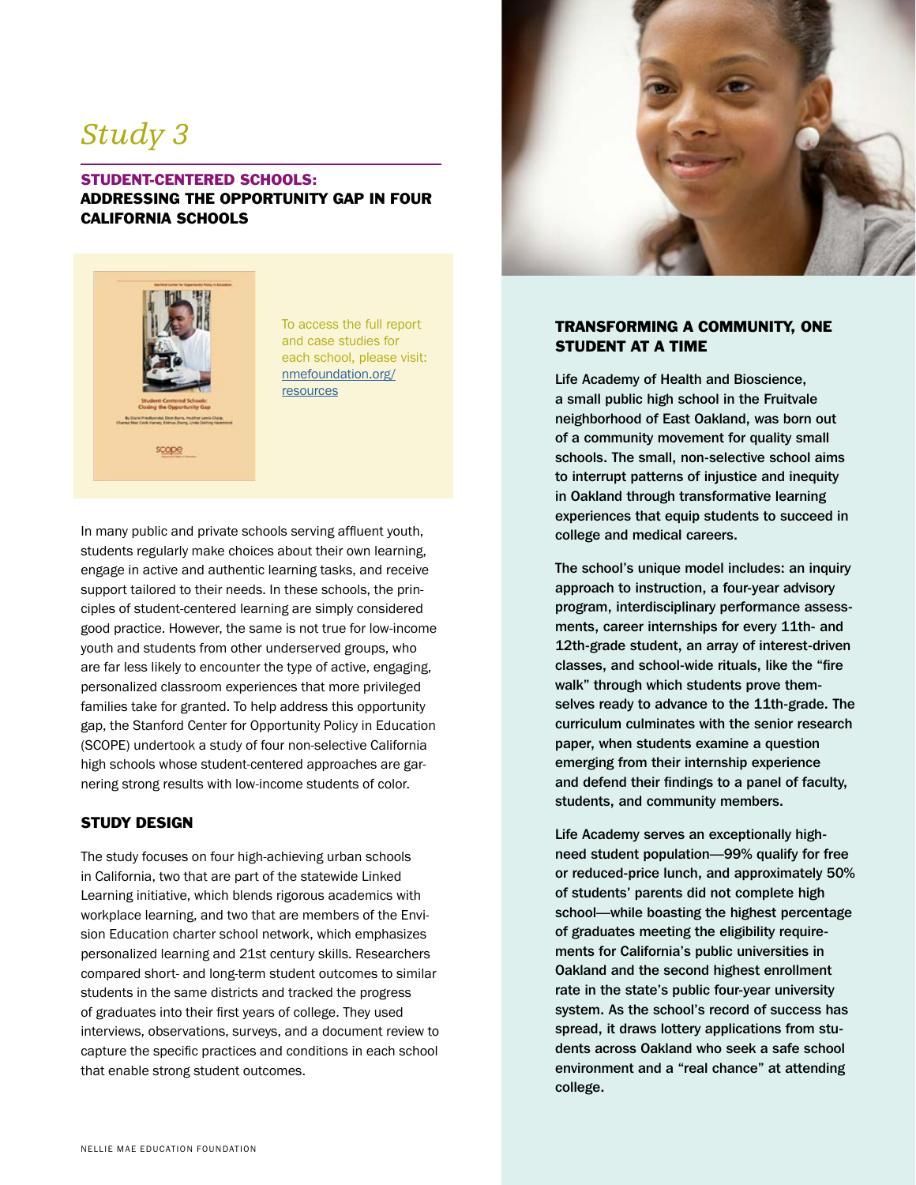# *Study 3*

## STUDENT-CENTERED SCHOOLS: ADDRESSING THE OPPORTUNITY GAP IN FOUR CALIFORNIA SCHOOLS

To access the full report and case studies for each school, please visit: [nmefoundation.org/resources](nmefoundation.org/resources)

In many public and private schools serving affluent youth, students regularly make choices about their own learning, engage in active and authentic learning tasks, and receive support tailored to their needs. In these schools, the principles of student-centered learning are simply considered good practice. However, the same is not true for low-income youth and students from other underserved groups, who are far less likely to encounter the type of active, engaging, personalized classroom experiences that more privileged families take for granted. To help address this opportunity gap, the Stanford Center for Opportunity Policy in Education (SCOPE) undertook a study of four non-selective California high schools whose student-centered approaches are garnering strong results with low-income students of color.

### STUDY DESIGN

The study focuses on four high-achieving urban schools in California, two that are part of the statewide Linked Learning initiative, which blends rigorous academics with workplace learning, and two that are members of the Envision Education charter school network, which emphasizes personalized learning and 21st century skills. Researchers compared short- and long-term student outcomes to similar students in the same districts and tracked the progress of graduates into their first years of college. They used interviews, observations, surveys, and a document review to capture the specific practices and conditions in each school that enable strong student outcomes.

### TRANSFORMING A COMMUNITY, ONE STUDENT AT A TIME

**Life Academy of Health and Bioscience, a small public high school in the Fruitvale neighborhood of East Oakland, was born out of a community movement for quality small schools. The small, non-selective school aims to interrupt patterns of injustice and inequity in Oakland through transformative learning experiences that equip students to succeed in college and medical careers.**

**The school's unique model includes: an inquiry approach to instruction, a four-year advisory program, interdisciplinary performance assessments, career internships for every 11th- and 12th-grade student, an array of interest-driven classes, and school-wide rituals, like the "fire walk" through which students prove themselves ready to advance to the 11th-grade. The curriculum culminates with the senior research paper, when students examine a question emerging from their internship experience and defend their findings to a panel of faculty, students, and community members.**

**Life Academy serves an exceptionally high-need student population—99% qualify for free or reduced-price lunch, and approximately 50% of students' parents did not complete high school—while boasting the highest percentage of graduates meeting the eligibility requirements for California's public universities in Oakland and the second highest enrollment rate in the state's public four-year university system. As the school's record of success has spread, it draws lottery applications from students across Oakland who seek a safe school environment and a "real chance" at attending college.**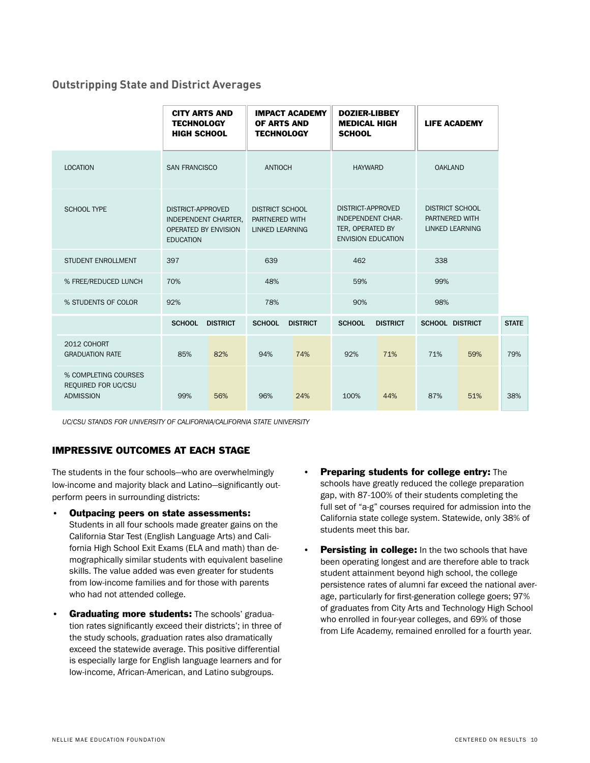## Outstripping State and District Averages

| | CITY ARTS AND TECHNOLOGY HIGH SCHOOL | | IMPACT ACADEMY OF ARTS AND TECHNOLOGY | | DOZIER-LIBBEY MEDICAL HIGH SCHOOL | | LIFE ACADEMY | | |
|---|---|---|---|---|---|---|---|---|---|
| LOCATION | SAN FRANCISCO | | ANTIOCH | | HAYWARD | | OAKLAND | | |
| SCHOOL TYPE | DISTRICT-APPROVED INDEPENDENT CHARTER, OPERATED BY ENVISION EDUCATION | | DISTRICT SCHOOL PARTNERED WITH LINKED LEARNING | | DISTRICT-APPROVED INDEPENDENT CHARTER, OPERATED BY ENVISION EDUCATION | | DISTRICT SCHOOL PARTNERED WITH LINKED LEARNING | | |
| STUDENT ENROLLMENT | 397 | | 639 | | 462 | | 338 | | |
| % FREE/REDUCED LUNCH | 70% | | 48% | | 59% | | 99% | | |
| % STUDENTS OF COLOR | 92% | | 78% | | 90% | | 98% | | |
| | SCHOOL | DISTRICT | SCHOOL | DISTRICT | SCHOOL | DISTRICT | SCHOOL | DISTRICT | STATE |
| 2012 COHORT GRADUATION RATE | 85% | 82% | 94% | 74% | 92% | 71% | 71% | 59% | 79% |
| % COMPLETING COURSES REQUIRED FOR UC/CSU ADMISSION | 99% | 56% | 96% | 24% | 100% | 44% | 87% | 51% | 38% |

*UC/CSU STANDS FOR UNIVERSITY OF CALIFORNIA/CALIFORNIA STATE UNIVERSITY*

### IMPRESSIVE OUTCOMES AT EACH STAGE

The students in the four schools—who are overwhelmingly low-income and majority black and Latino—significantly outperform peers in surrounding districts:

- **Outpacing peers on state assessments:** Students in all four schools made greater gains on the California Star Test (English Language Arts) and California High School Exit Exams (ELA and math) than demographically similar students with equivalent baseline skills. The value added was even greater for students from low-income families and for those with parents who had not attended college.
- **Graduating more students:** The schools' graduation rates significantly exceed their districts'; in three of the study schools, graduation rates also dramatically exceed the statewide average. This positive differential is especially large for English language learners and for low-income, African-American, and Latino subgroups.
- **Preparing students for college entry:** The schools have greatly reduced the college preparation gap, with 87-100% of their students completing the full set of "a-g" courses required for admission into the California state college system. Statewide, only 38% of students meet this bar.
- **Persisting in college:** In the two schools that have been operating longest and are therefore able to track student attainment beyond high school, the college persistence rates of alumni far exceed the national average, particularly for first-generation college goers; 97% of graduates from City Arts and Technology High School who enrolled in four-year colleges, and 69% of those from Life Academy, remained enrolled for a fourth year.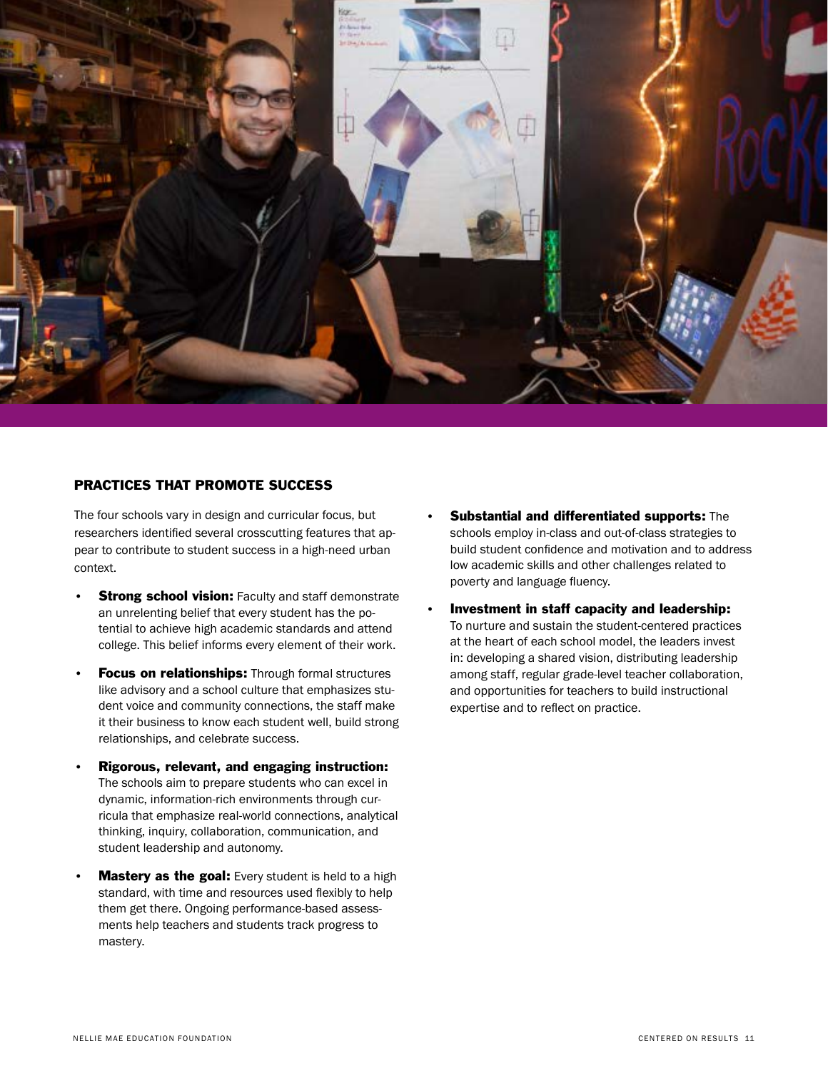## PRACTICES THAT PROMOTE SUCCESS

The four schools vary in design and curricular focus, but researchers identified several crosscutting features that appear to contribute to student success in a high-need urban context.

- **Strong school vision:** Faculty and staff demonstrate an unrelenting belief that every student has the potential to achieve high academic standards and attend college. This belief informs every element of their work.
- **Focus on relationships:** Through formal structures like advisory and a school culture that emphasizes student voice and community connections, the staff make it their business to know each student well, build strong relationships, and celebrate success.
- **Rigorous, relevant, and engaging instruction:** The schools aim to prepare students who can excel in dynamic, information-rich environments through curricula that emphasize real-world connections, analytical thinking, inquiry, collaboration, communication, and student leadership and autonomy.
- **Mastery as the goal:** Every student is held to a high standard, with time and resources used flexibly to help them get there. Ongoing performance-based assessments help teachers and students track progress to mastery.
- **Substantial and differentiated supports:** The schools employ in-class and out-of-class strategies to build student confidence and motivation and to address low academic skills and other challenges related to poverty and language fluency.
- **Investment in staff capacity and leadership:** To nurture and sustain the student-centered practices at the heart of each school model, the leaders invest in: developing a shared vision, distributing leadership among staff, regular grade-level teacher collaboration, and opportunities for teachers to build instructional expertise and to reflect on practice.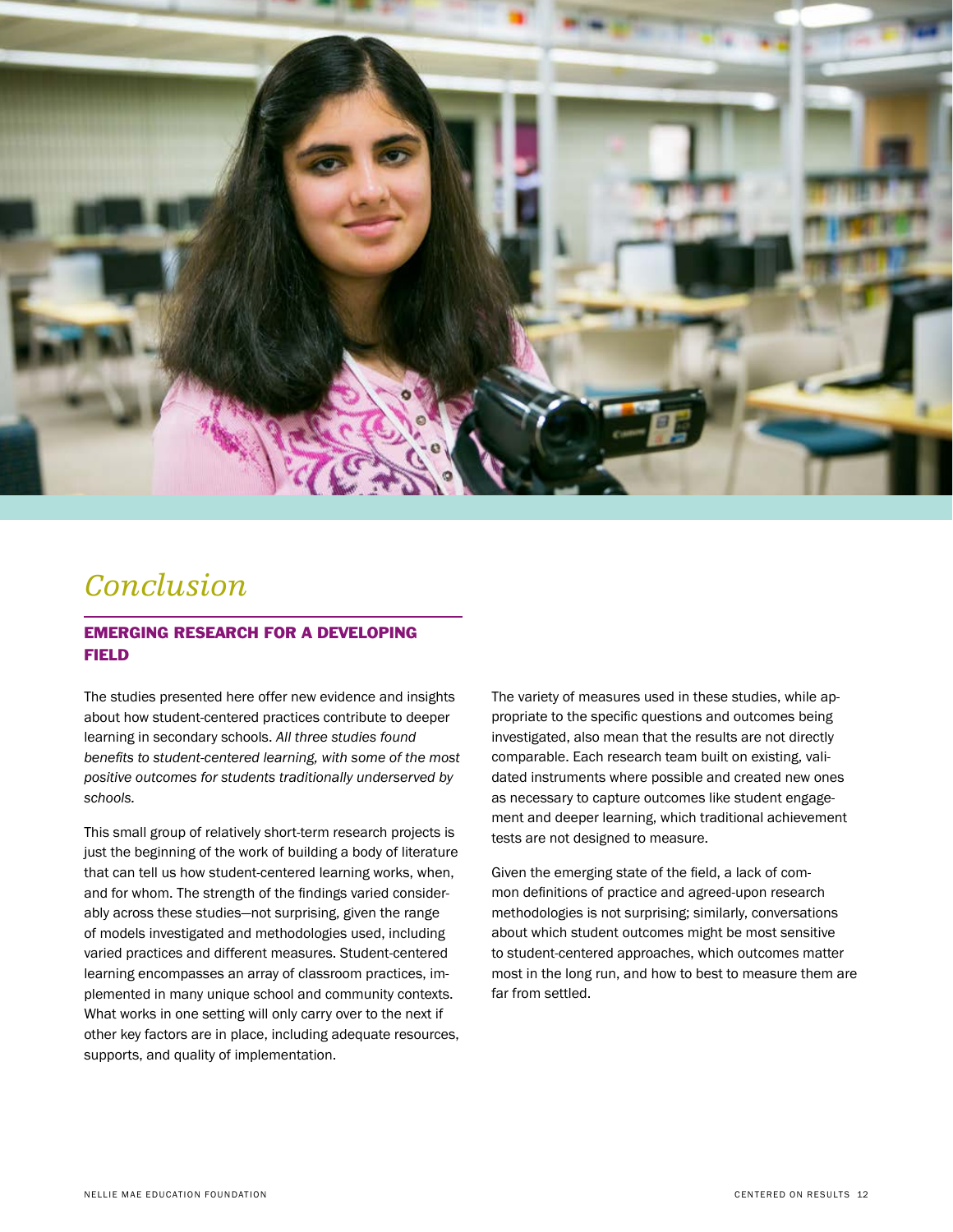# Conclusion

## EMERGING RESEARCH FOR A DEVELOPING FIELD

The studies presented here offer new evidence and insights about how student-centered practices contribute to deeper learning in secondary schools. *All three studies found benefits to student-centered learning, with some of the most positive outcomes for students traditionally underserved by schools.*

This small group of relatively short-term research projects is just the beginning of the work of building a body of literature that can tell us how student-centered learning works, when, and for whom. The strength of the findings varied considerably across these studies—not surprising, given the range of models investigated and methodologies used, including varied practices and different measures. Student-centered learning encompasses an array of classroom practices, implemented in many unique school and community contexts. What works in one setting will only carry over to the next if other key factors are in place, including adequate resources, supports, and quality of implementation.

The variety of measures used in these studies, while appropriate to the specific questions and outcomes being investigated, also mean that the results are not directly comparable. Each research team built on existing, validated instruments where possible and created new ones as necessary to capture outcomes like student engagement and deeper learning, which traditional achievement tests are not designed to measure.

Given the emerging state of the field, a lack of common definitions of practice and agreed-upon research methodologies is not surprising; similarly, conversations about which student outcomes might be most sensitive to student-centered approaches, which outcomes matter most in the long run, and how to best to measure them are far from settled.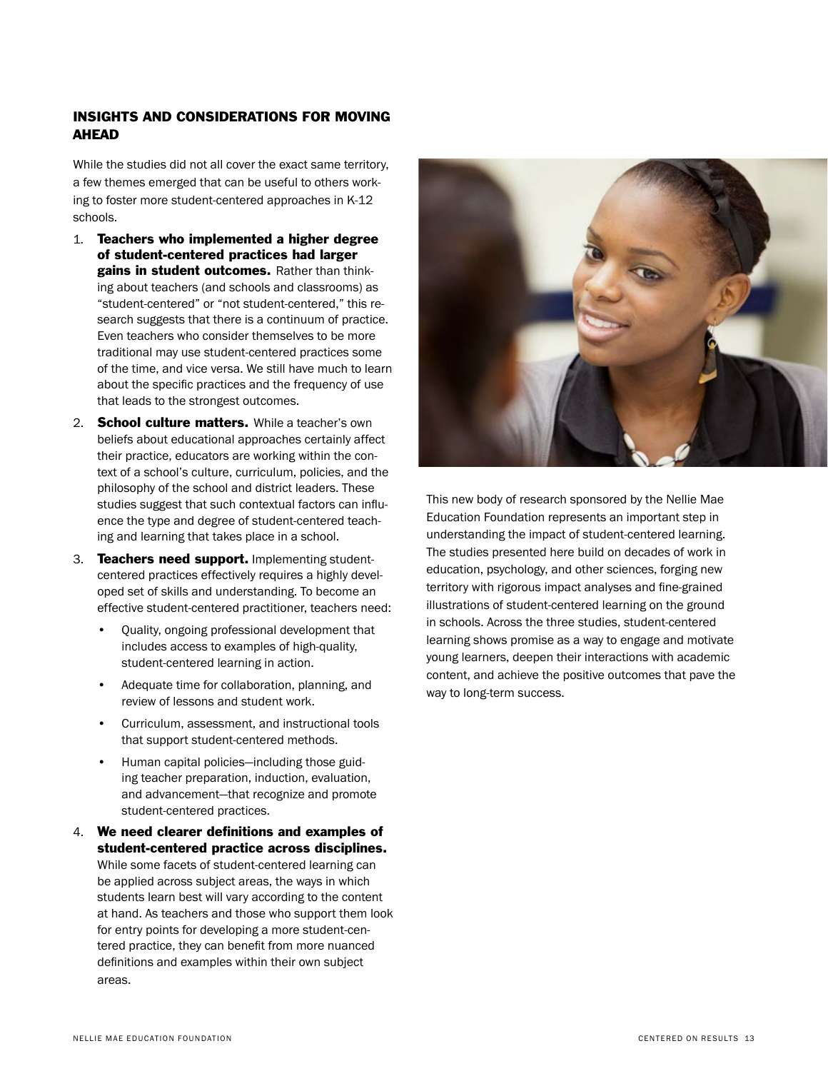## INSIGHTS AND CONSIDERATIONS FOR MOVING AHEAD

While the studies did not all cover the exact same territory, a few themes emerged that can be useful to others working to foster more student-centered approaches in K-12 schools.

1. **Teachers who implemented a higher degree of student-centered practices had larger gains in student outcomes.** Rather than thinking about teachers (and schools and classrooms) as "student-centered" or "not student-centered," this research suggests that there is a continuum of practice. Even teachers who consider themselves to be more traditional may use student-centered practices some of the time, and vice versa. We still have much to learn about the specific practices and the frequency of use that leads to the strongest outcomes.

2. **School culture matters.** While a teacher's own beliefs about educational approaches certainly affect their practice, educators are working within the context of a school's culture, curriculum, policies, and the philosophy of the school and district leaders. These studies suggest that such contextual factors can influence the type and degree of student-centered teaching and learning that takes place in a school.

3. **Teachers need support.** Implementing student-centered practices effectively requires a highly developed set of skills and understanding. To become an effective student-centered practitioner, teachers need:
   - Quality, ongoing professional development that includes access to examples of high-quality, student-centered learning in action.
   - Adequate time for collaboration, planning, and review of lessons and student work.
   - Curriculum, assessment, and instructional tools that support student-centered methods.
   - Human capital policies—including those guiding teacher preparation, induction, evaluation, and advancement—that recognize and promote student-centered practices.

4. **We need clearer definitions and examples of student-centered practice across disciplines.** While some facets of student-centered learning can be applied across subject areas, the ways in which students learn best will vary according to the content at hand. As teachers and those who support them look for entry points for developing a more student-centered practice, they can benefit from more nuanced definitions and examples within their own subject areas.

This new body of research sponsored by the Nellie Mae Education Foundation represents an important step in understanding the impact of student-centered learning. The studies presented here build on decades of work in education, psychology, and other sciences, forging new territory with rigorous impact analyses and fine-grained illustrations of student-centered learning on the ground in schools. Across the three studies, student-centered learning shows promise as a way to engage and motivate young learners, deepen their interactions with academic content, and achieve the positive outcomes that pave the way to long-term success.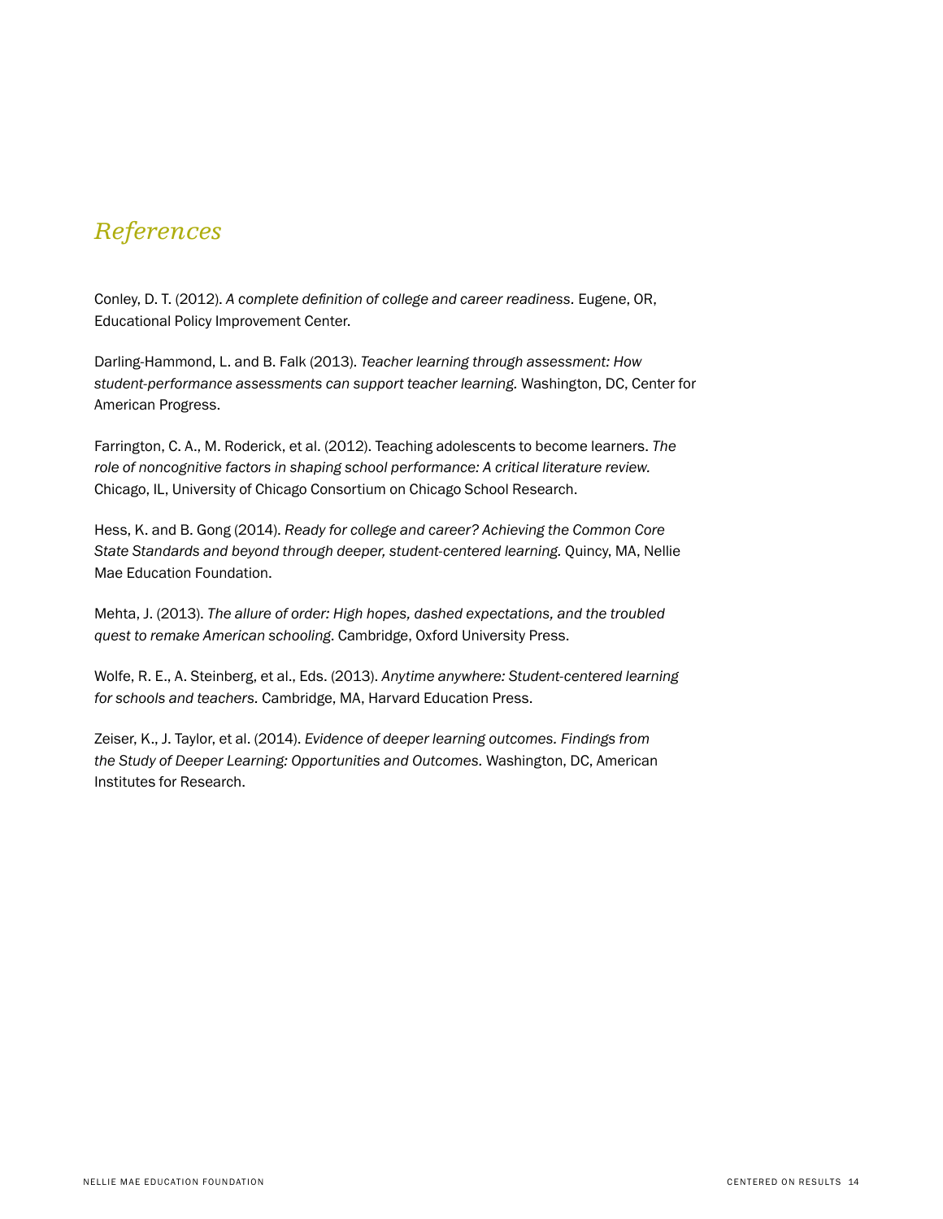# References

Conley, D. T. (2012). *A complete definition of college and career readiness.* Eugene, OR, Educational Policy Improvement Center.

Darling-Hammond, L. and B. Falk (2013). *Teacher learning through assessment: How student-performance assessments can support teacher learning.* Washington, DC, Center for American Progress.

Farrington, C. A., M. Roderick, et al. (2012). Teaching adolescents to become learners. *The role of noncognitive factors in shaping school performance: A critical literature review.* Chicago, IL, University of Chicago Consortium on Chicago School Research.

Hess, K. and B. Gong (2014). *Ready for college and career? Achieving the Common Core State Standards and beyond through deeper, student-centered learning.* Quincy, MA, Nellie Mae Education Foundation.

Mehta, J. (2013). *The allure of order: High hopes, dashed expectations, and the troubled quest to remake American schooling*. Cambridge, Oxford University Press.

Wolfe, R. E., A. Steinberg, et al., Eds. (2013). *Anytime anywhere: Student-centered learning for schools and teachers.* Cambridge, MA, Harvard Education Press.

Zeiser, K., J. Taylor, et al. (2014). *Evidence of deeper learning outcomes. Findings from the Study of Deeper Learning: Opportunities and Outcomes.* Washington, DC, American Institutes for Research.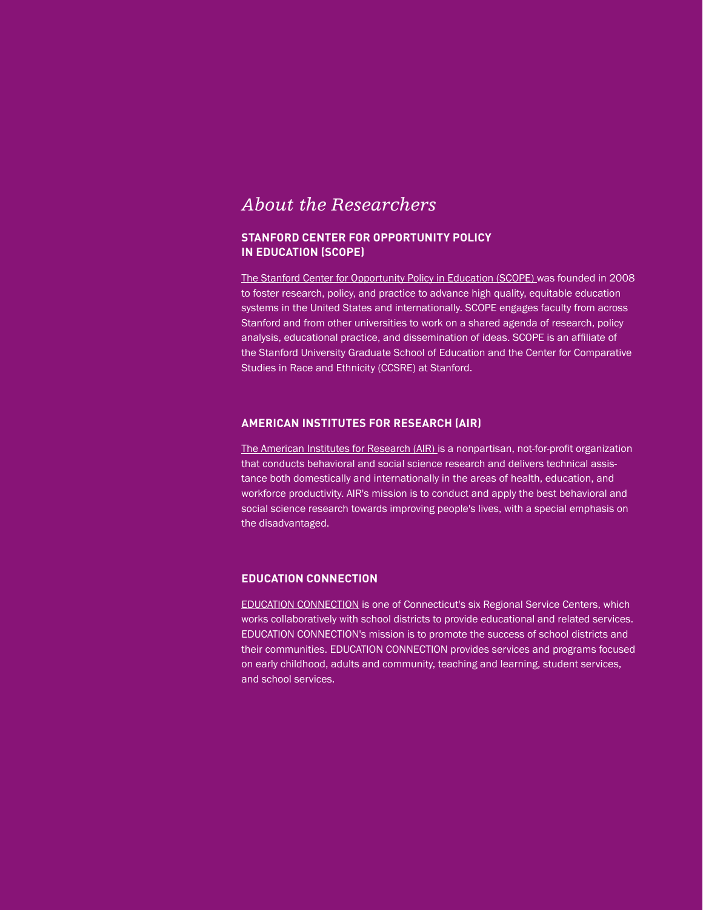# *About the Researchers*

## STANFORD CENTER FOR OPPORTUNITY POLICY IN EDUCATION (SCOPE)

The Stanford Center for Opportunity Policy in Education (SCOPE) was founded in 2008 to foster research, policy, and practice to advance high quality, equitable education systems in the United States and internationally. SCOPE engages faculty from across Stanford and from other universities to work on a shared agenda of research, policy analysis, educational practice, and dissemination of ideas. SCOPE is an affiliate of the Stanford University Graduate School of Education and the Center for Comparative Studies in Race and Ethnicity (CCSRE) at Stanford.

## AMERICAN INSTITUTES FOR RESEARCH (AIR)

The American Institutes for Research (AIR) is a nonpartisan, not-for-profit organization that conducts behavioral and social science research and delivers technical assistance both domestically and internationally in the areas of health, education, and workforce productivity. AIR's mission is to conduct and apply the best behavioral and social science research towards improving people's lives, with a special emphasis on the disadvantaged.

## EDUCATION CONNECTION

EDUCATION CONNECTION is one of Connecticut's six Regional Service Centers, which works collaboratively with school districts to provide educational and related services. EDUCATION CONNECTION's mission is to promote the success of school districts and their communities. EDUCATION CONNECTION provides services and programs focused on early childhood, adults and community, teaching and learning, student services, and school services.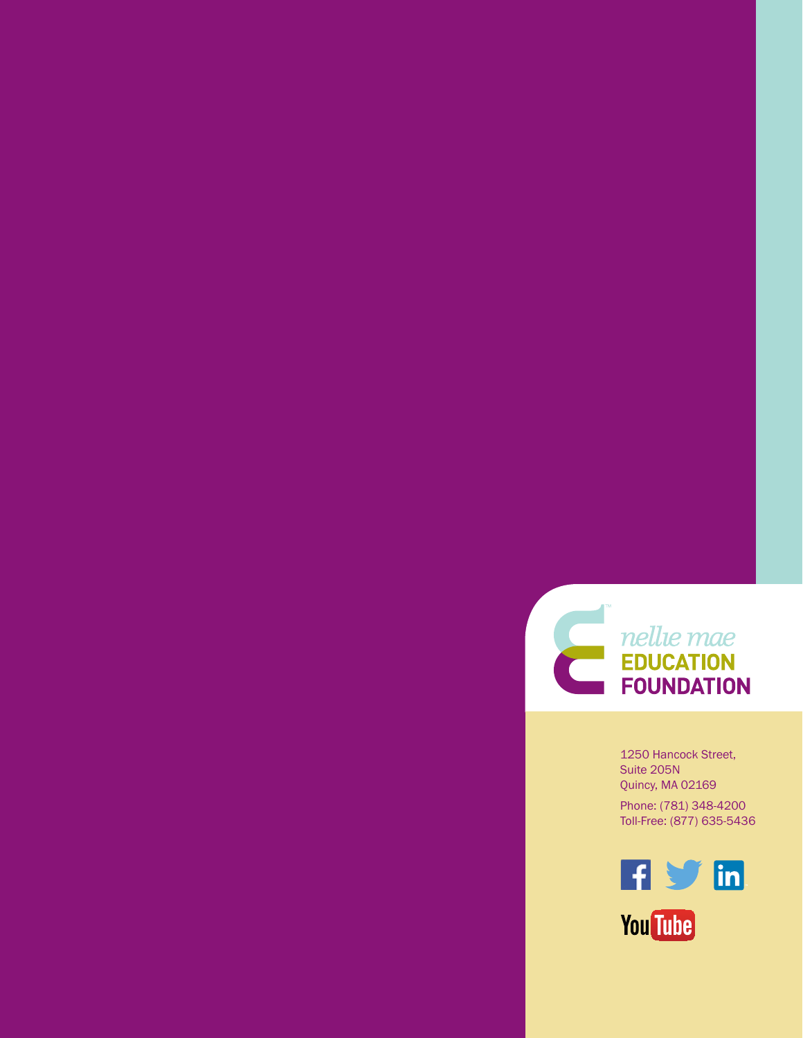nellie mae
EDUCATION
FOUNDATION

1250 Hancock Street,
Suite 205N
Quincy, MA 02169

Phone: (781) 348-4200
Toll-Free: (877) 635-5436